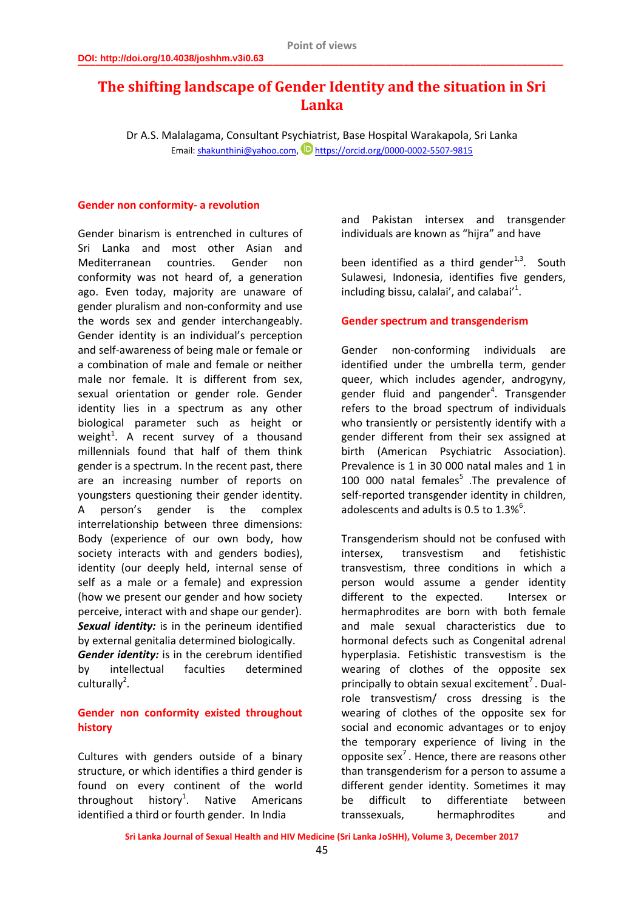Point of views

DOI: http://doi.org/10.4038/joshhm.v3i0.63

# The shifting landscape of Gender Identity and the situation in Sri Lanka

Dr A.S. Malalagama, Consultant Psychiatrist, Base Hospital Warakapola, Sri Lanka

Email: shakunthini@yahoo.com, https://orcid.org/0000-0002-5507-9815

## Gender non conformity- a revolution

Gender binarism is entrenched in cultures of Sri Lanka and most other Asian and Mediterranean countries. Gender non conformity was not heard of, a generation ago. Even today, majority are unaware of gender pluralism and non-conformity and use the words sex and gender interchangeably. Gender identity is an individual's perception and self-awareness of being male or female or a combination of male and female or neither male nor female. It is different from sex, sexual orientation or gender role. Gender identity lies in a spectrum as any other biological parameter such as height or weight[1]. A recent survey of a thousand millennials found that half of them think gender is a spectrum. In the recent past, there are an increasing number of reports on youngsters questioning their gender identity. A person's gender is the complex interrelationship between three dimensions: Body (experience of our own body, how society interacts with and genders bodies), identity (our deeply held, internal sense of self as a male or a female) and expression (how we present our gender and how society perceive, interact with and shape our gender).

***Sexual identity:*** is in the perineum identified by external genitalia determined biologically.

***Gender identity:*** is in the cerebrum identified by intellectual faculties determined culturally[2].

## Gender non conformity existed throughout history

Cultures with genders outside of a binary structure, or which identifies a third gender is found on every continent of the world throughout history[1]. Native Americans identified a third or fourth gender. In India and Pakistan intersex and transgender individuals are known as "hijra" and have been identified as a third gender[1,3]. South Sulawesi, Indonesia, identifies five genders, including bissu, calalai', and calabai'[1].

## Gender spectrum and transgenderism

Gender non-conforming individuals are identified under the umbrella term, gender queer, which includes agender, androgyny, gender fluid and pangender[4]. Transgender refers to the broad spectrum of individuals who transiently or persistently identify with a gender different from their sex assigned at birth (American Psychiatric Association). Prevalence is 1 in 30 000 natal males and 1 in 100 000 natal females[5] .The prevalence of self-reported transgender identity in children, adolescents and adults is 0.5 to 1.3%[6].

Transgenderism should not be confused with intersex, transvestism and fetishistic transvestism, three conditions in which a person would assume a gender identity different to the expected. Intersex or hermaphrodites are born with both female and male sexual characteristics due to hormonal defects such as Congenital adrenal hyperplasia. Fetishistic transvestism is the wearing of clothes of the opposite sex principally to obtain sexual excitement[7]. Dual-role transvestism/ cross dressing is the wearing of clothes of the opposite sex for social and economic advantages or to enjoy the temporary experience of living in the opposite sex[7]. Hence, there are reasons other than transgenderism for a person to assume a different gender identity. Sometimes it may be difficult to differentiate between transsexuals, hermaphrodites and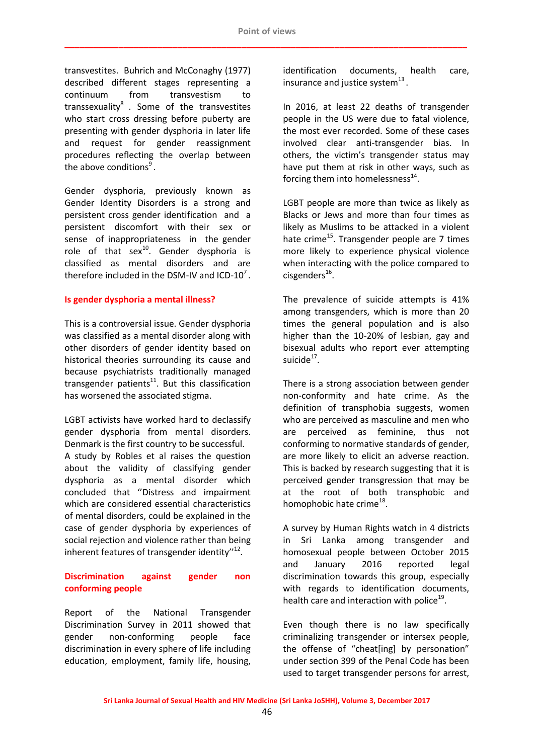transvestites. Buhrich and McConaghy (1977) described different stages representing a continuum from transvestism to transsexuality[8] . Some of the transvestites who start cross dressing before puberty are presenting with gender dysphoria in later life and request for gender reassignment procedures reflecting the overlap between the above conditions[9] .

Gender dysphoria, previously known as Gender Identity Disorders is a strong and persistent cross gender identification and a persistent discomfort with their sex or sense of inappropriateness in the gender role of that sex[10]. Gender dysphoria is classified as mental disorders and are therefore included in the DSM-IV and ICD-10[7] .

## Is gender dysphoria a mental illness?

This is a controversial issue. Gender dysphoria was classified as a mental disorder along with other disorders of gender identity based on historical theories surrounding its cause and because psychiatrists traditionally managed transgender patients[11]. But this classification has worsened the associated stigma.

LGBT activists have worked hard to declassify gender dysphoria from mental disorders. Denmark is the first country to be successful.
A study by Robles et al raises the question about the validity of classifying gender dysphoria as a mental disorder which concluded that ''Distress and impairment which are considered essential characteristics of mental disorders, could be explained in the case of gender dysphoria by experiences of social rejection and violence rather than being inherent features of transgender identity''[12].

## Discrimination against gender non conforming people

Report of the National Transgender Discrimination Survey in 2011 showed that gender non-conforming people face discrimination in every sphere of life including education, employment, family life, housing, identification documents, health care, insurance and justice system[13] .

In 2016, at least 22 deaths of transgender people in the US were due to fatal violence, the most ever recorded. Some of these cases involved clear anti-transgender bias. In others, the victim's transgender status may have put them at risk in other ways, such as forcing them into homelessness[14].

LGBT people are more than twice as likely as Blacks or Jews and more than four times as likely as Muslims to be attacked in a violent hate crime[15]. Transgender people are 7 times more likely to experience physical violence when interacting with the police compared to cisgenders[16].

The prevalence of suicide attempts is 41% among transgenders, which is more than 20 times the general population and is also higher than the 10-20% of lesbian, gay and bisexual adults who report ever attempting suicide[17].

There is a strong association between gender non-conformity and hate crime. As the definition of transphobia suggests, women who are perceived as masculine and men who are perceived as feminine, thus not conforming to normative standards of gender, are more likely to elicit an adverse reaction. This is backed by research suggesting that it is perceived gender transgression that may be at the root of both transphobic and homophobic hate crime[18].

A survey by Human Rights watch in 4 districts in Sri Lanka among transgender and homosexual people between October 2015 and January 2016 reported legal discrimination towards this group, especially with regards to identification documents, health care and interaction with police[19].

Even though there is no law specifically criminalizing transgender or intersex people, the offense of "cheat[ing] by personation" under section 399 of the Penal Code has been used to target transgender persons for arrest,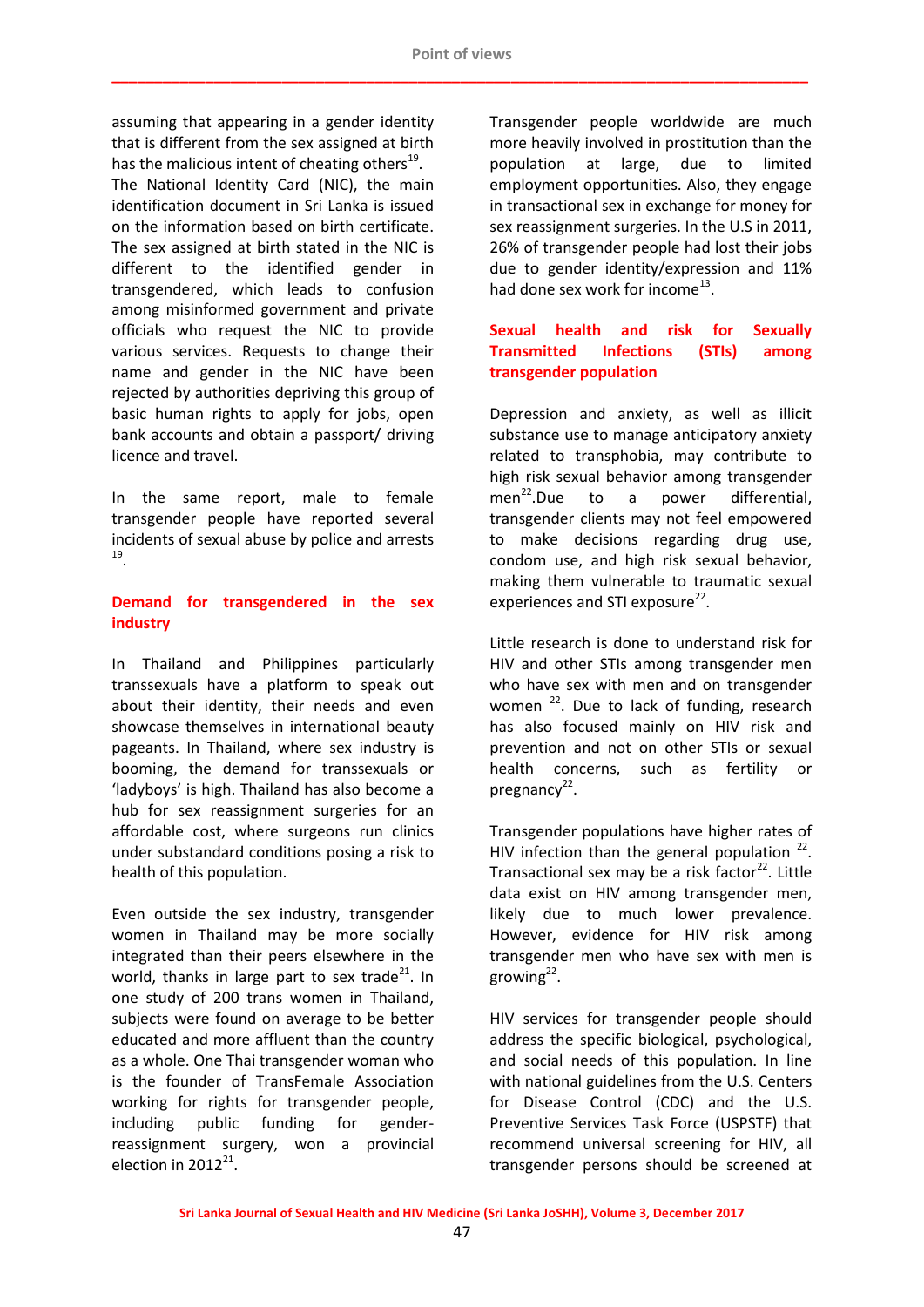assuming that appearing in a gender identity that is different from the sex assigned at birth has the malicious intent of cheating others[19].

The National Identity Card (NIC), the main identification document in Sri Lanka is issued on the information based on birth certificate. The sex assigned at birth stated in the NIC is different to the identified gender in transgendered, which leads to confusion among misinformed government and private officials who request the NIC to provide various services. Requests to change their name and gender in the NIC have been rejected by authorities depriving this group of basic human rights to apply for jobs, open bank accounts and obtain a passport/ driving licence and travel.

In the same report, male to female transgender people have reported several incidents of sexual abuse by police and arrests [19].

## Demand for transgendered in the sex industry

In Thailand and Philippines particularly transsexuals have a platform to speak out about their identity, their needs and even showcase themselves in international beauty pageants. In Thailand, where sex industry is booming, the demand for transsexuals or 'ladyboys' is high. Thailand has also become a hub for sex reassignment surgeries for an affordable cost, where surgeons run clinics under substandard conditions posing a risk to health of this population.

Even outside the sex industry, transgender women in Thailand may be more socially integrated than their peers elsewhere in the world, thanks in large part to sex trade[21]. In one study of 200 trans women in Thailand, subjects were found on average to be better educated and more affluent than the country as a whole. One Thai transgender woman who is the founder of TransFemale Association working for rights for transgender people, including public funding for gender-reassignment surgery, won a provincial election in 2012[21].

Transgender people worldwide are much more heavily involved in prostitution than the population at large, due to limited employment opportunities. Also, they engage in transactional sex in exchange for money for sex reassignment surgeries. In the U.S in 2011, 26% of transgender people had lost their jobs due to gender identity/expression and 11% had done sex work for income[13].

## Sexual health and risk for Sexually Transmitted Infections (STIs) among transgender population

Depression and anxiety, as well as illicit substance use to manage anticipatory anxiety related to transphobia, may contribute to high risk sexual behavior among transgender men[22].Due to a power differential, transgender clients may not feel empowered to make decisions regarding drug use, condom use, and high risk sexual behavior, making them vulnerable to traumatic sexual experiences and STI exposure[22].

Little research is done to understand risk for HIV and other STIs among transgender men who have sex with men and on transgender women [22]. Due to lack of funding, research has also focused mainly on HIV risk and prevention and not on other STIs or sexual health concerns, such as fertility or pregnancy[22].

Transgender populations have higher rates of HIV infection than the general population [22]. Transactional sex may be a risk factor[22]. Little data exist on HIV among transgender men, likely due to much lower prevalence. However, evidence for HIV risk among transgender men who have sex with men is growing[22].

HIV services for transgender people should address the specific biological, psychological, and social needs of this population. In line with national guidelines from the U.S. Centers for Disease Control (CDC) and the U.S. Preventive Services Task Force (USPSTF) that recommend universal screening for HIV, all transgender persons should be screened at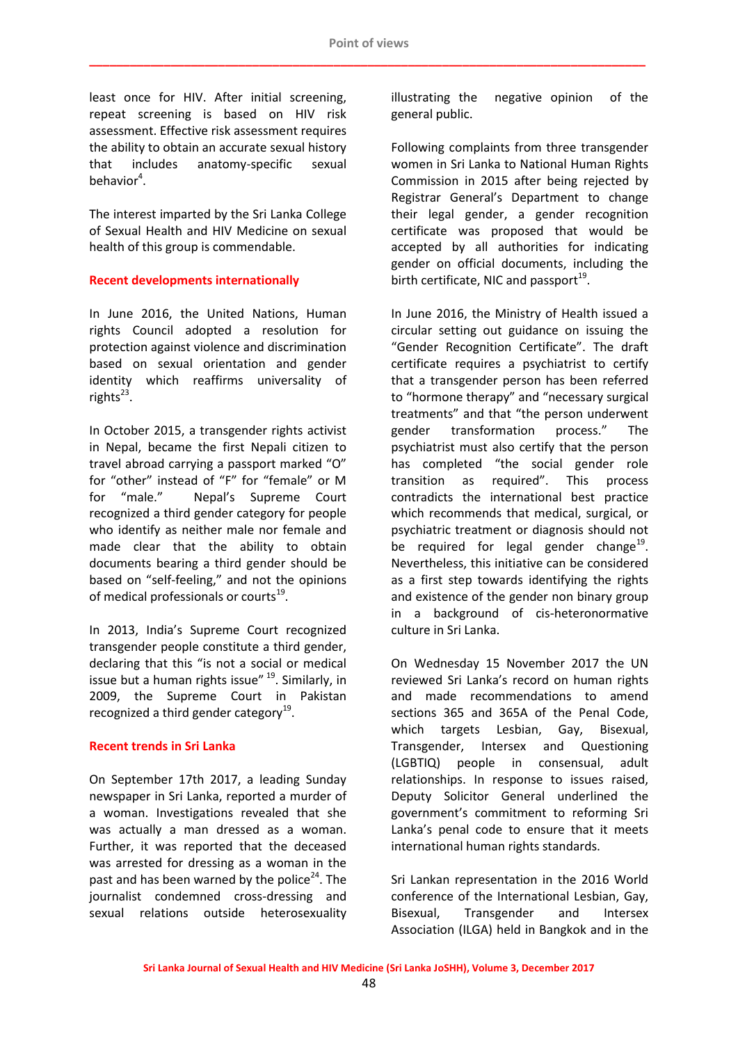least once for HIV. After initial screening, repeat screening is based on HIV risk assessment. Effective risk assessment requires the ability to obtain an accurate sexual history that includes anatomy-specific sexual behavior[4].

The interest imparted by the Sri Lanka College of Sexual Health and HIV Medicine on sexual health of this group is commendable.

## Recent developments internationally

In June 2016, the United Nations, Human rights Council adopted a resolution for protection against violence and discrimination based on sexual orientation and gender identity which reaffirms universality of rights[23].

In October 2015, a transgender rights activist in Nepal, became the first Nepali citizen to travel abroad carrying a passport marked "O" for "other" instead of "F" for "female" or M for "male." Nepal's Supreme Court recognized a third gender category for people who identify as neither male nor female and made clear that the ability to obtain documents bearing a third gender should be based on "self-feeling," and not the opinions of medical professionals or courts[19].

In 2013, India's Supreme Court recognized transgender people constitute a third gender, declaring that this "is not a social or medical issue but a human rights issue" [19]. Similarly, in 2009, the Supreme Court in Pakistan recognized a third gender category[19].

## Recent trends in Sri Lanka

On September 17th 2017, a leading Sunday newspaper in Sri Lanka, reported a murder of a woman. Investigations revealed that she was actually a man dressed as a woman. Further, it was reported that the deceased was arrested for dressing as a woman in the past and has been warned by the police[24]. The journalist condemned cross-dressing and sexual relations outside heterosexuality illustrating the negative opinion of the general public.

Following complaints from three transgender women in Sri Lanka to National Human Rights Commission in 2015 after being rejected by Registrar General's Department to change their legal gender, a gender recognition certificate was proposed that would be accepted by all authorities for indicating gender on official documents, including the birth certificate, NIC and passport[19].

In June 2016, the Ministry of Health issued a circular setting out guidance on issuing the "Gender Recognition Certificate". The draft certificate requires a psychiatrist to certify that a transgender person has been referred to "hormone therapy" and "necessary surgical treatments" and that "the person underwent gender transformation process." The psychiatrist must also certify that the person has completed "the social gender role transition as required". This process contradicts the international best practice which recommends that medical, surgical, or psychiatric treatment or diagnosis should not be required for legal gender change[19]. Nevertheless, this initiative can be considered as a first step towards identifying the rights and existence of the gender non binary group in a background of cis-heteronormative culture in Sri Lanka.

On Wednesday 15 November 2017 the UN reviewed Sri Lanka's record on human rights and made recommendations to amend sections 365 and 365A of the Penal Code, which targets Lesbian, Gay, Bisexual, Transgender, Intersex and Questioning (LGBTIQ) people in consensual, adult relationships. In response to issues raised, Deputy Solicitor General underlined the government's commitment to reforming Sri Lanka's penal code to ensure that it meets international human rights standards.

Sri Lankan representation in the 2016 World conference of the International Lesbian, Gay, Bisexual, Transgender and Intersex Association (ILGA) held in Bangkok and in the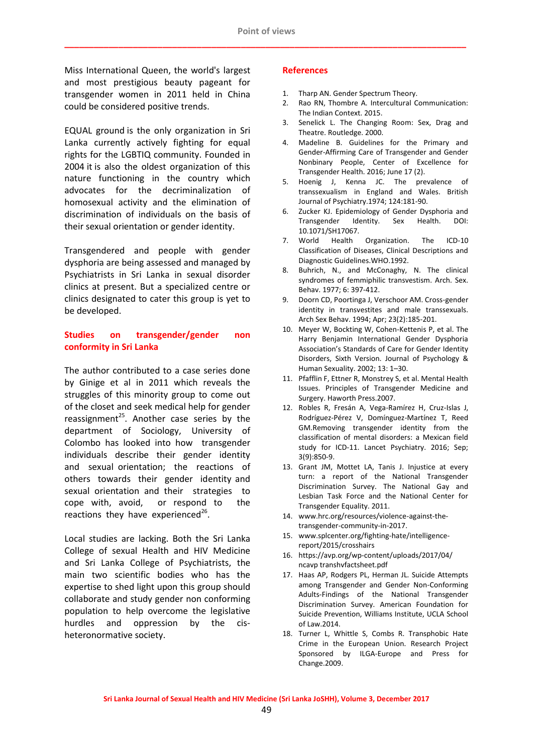Miss International Queen, the world's largest and most prestigious beauty pageant for transgender women in 2011 held in China could be considered positive trends.

EQUAL ground is the only organization in Sri Lanka currently actively fighting for equal rights for the LGBTIQ community. Founded in 2004 it is also the oldest organization of this nature functioning in the country which advocates for the decriminalization of homosexual activity and the elimination of discrimination of individuals on the basis of their sexual orientation or gender identity.

Transgendered and people with gender dysphoria are being assessed and managed by Psychiatrists in Sri Lanka in sexual disorder clinics at present. But a specialized centre or clinics designated to cater this group is yet to be developed.

## Studies on transgender/gender non conformity in Sri Lanka

The author contributed to a case series done by Ginige et al in 2011 which reveals the struggles of this minority group to come out of the closet and seek medical help for gender reassignment[25]. Another case series by the department of Sociology, University of Colombo has looked into how transgender individuals describe their gender identity and sexual orientation; the reactions of others towards their gender identity and sexual orientation and their strategies to cope with, avoid, or respond to the reactions they have experienced[26].

Local studies are lacking. Both the Sri Lanka College of sexual Health and HIV Medicine and Sri Lanka College of Psychiatrists, the main two scientific bodies who has the expertise to shed light upon this group should collaborate and study gender non conforming population to help overcome the legislative hurdles and oppression by the cis-heteronormative society.

## References

1. Tharp AN. Gender Spectrum Theory.
2. Rao RN, Thombre A. Intercultural Communication: The Indian Context. 2015.
3. Senelick L. The Changing Room: Sex, Drag and Theatre. Routledge. 2000.
4. Madeline B. Guidelines for the Primary and Gender-Affirming Care of Transgender and Gender Nonbinary People, Center of Excellence for Transgender Health. 2016; June 17 (2).
5. Hoenig J, Kenna JC. The prevalence of transsexualism in England and Wales. British Journal of Psychiatry.1974; 124:181-90.
6. Zucker KJ. Epidemiology of Gender Dysphoria and Transgender Identity. Sex Health. DOI: 10.1071/SH17067.
7. World Health Organization. The ICD-10 Classification of Diseases, Clinical Descriptions and Diagnostic Guidelines.WHO.1992.
8. Buhrich, N., and McConaghy, N. The clinical syndromes of femmiphilic transvestism. Arch. Sex. Behav. 1977; 6: 397-412.
9. Doorn CD, Poortinga J, Verschoor AM. Cross-gender identity in transvestites and male transsexuals. Arch Sex Behav. 1994; Apr; 23(2):185-201.
10. Meyer W, Bockting W, Cohen-Kettenis P, et al. The Harry Benjamin International Gender Dysphoria Association's Standards of Care for Gender Identity Disorders, Sixth Version. Journal of Psychology & Human Sexuality. 2002; 13: 1–30.
11. Pfafflin F, Ettner R, Monstrey S, et al. Mental Health Issues. Principles of Transgender Medicine and Surgery. Haworth Press.2007.
12. Robles R, Fresán A, Vega-Ramírez H, Cruz-Islas J, Rodríguez-Pérez V, Domínguez-Martínez T, Reed GM.Removing transgender identity from the classification of mental disorders: a Mexican field study for ICD-11. Lancet Psychiatry. 2016; Sep; 3(9):850-9.
13. Grant JM, Mottet LA, Tanis J. Injustice at every turn: a report of the National Transgender Discrimination Survey. The National Gay and Lesbian Task Force and the National Center for Transgender Equality. 2011.
14. www.hrc.org/resources/violence-against-the-transgender-community-in-2017.
15. www.splcenter.org/fighting-hate/intelligence-report/2015/crosshairs
16. https://avp.org/wp-content/uploads/2017/04/ncavp transhvfactsheet.pdf
17. Haas AP, Rodgers PL, Herman JL. Suicide Attempts among Transgender and Gender Non-Conforming Adults-Findings of the National Transgender Discrimination Survey. American Foundation for Suicide Prevention, Williams Institute, UCLA School of Law.2014.
18. Turner L, Whittle S, Combs R. Transphobic Hate Crime in the European Union. Research Project Sponsored by ILGA-Europe and Press for Change.2009.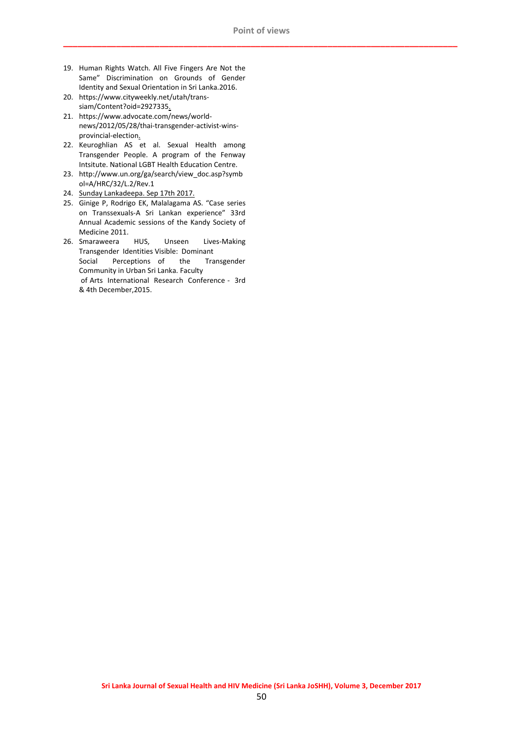19. Human Rights Watch. All Five Fingers Are Not the Same" Discrimination on Grounds of Gender Identity and Sexual Orientation in Sri Lanka.2016.
20. https://www.cityweekly.net/utah/trans-siam/Content?oid=2927335.
21. https://www.advocate.com/news/world-news/2012/05/28/thai-transgender-activist-wins-provincial-election.
22. Keuroghlian AS et al. Sexual Health among Transgender People. A program of the Fenway Intsitute. National LGBT Health Education Centre.
23. http://www.un.org/ga/search/view_doc.asp?symbol=A/HRC/32/L.2/Rev.1
24. Sunday Lankadeepa. Sep 17th 2017.
25. Ginige P, Rodrigo EK, Malalagama AS. "Case series on Transsexuals-A Sri Lankan experience" 33rd Annual Academic sessions of the Kandy Society of Medicine 2011.
26. Smaraweera HUS, Unseen Lives-Making Transgender Identities Visible: Dominant Social Perceptions of the Transgender Community in Urban Sri Lanka. Faculty of Arts International Research Conference - 3rd & 4th December,2015.